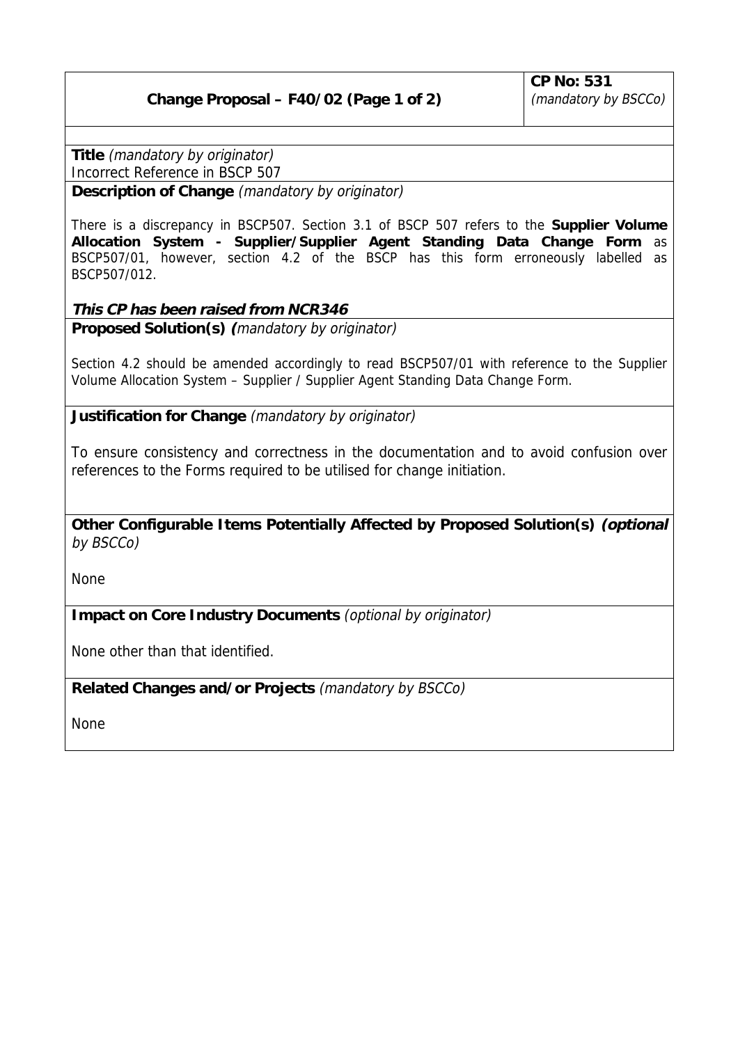| **Change Proposal – F40/02 (Page 1 of 2)** | **CP No: 531** *(mandatory by BSCCo)* |
|---|---|

**Title** *(mandatory by originator)*
Incorrect Reference in BSCP 507

**Description of Change** *(mandatory by originator)*

There is a discrepancy in BSCP507. Section 3.1 of BSCP 507 refers to the **Supplier Volume Allocation System - Supplier/Supplier Agent Standing Data Change Form** as BSCP507/01, however, section 4.2 of the BSCP has this form erroneously labelled as BSCP507/012.

***This CP has been raised from NCR346***

**Proposed Solution(s)** *(mandatory by originator)*

Section 4.2 should be amended accordingly to read BSCP507/01 with reference to the Supplier Volume Allocation System – Supplier / Supplier Agent Standing Data Change Form.

**Justification for Change** *(mandatory by originator)*

To ensure consistency and correctness in the documentation and to avoid confusion over references to the Forms required to be utilised for change initiation.

**Other Configurable Items Potentially Affected by Proposed Solution(s)** ***(optional*** *by BSCCo)*

None

**Impact on Core Industry Documents** *(optional by originator)*

None other than that identified.

**Related Changes and/or Projects** *(mandatory by BSCCo)*

None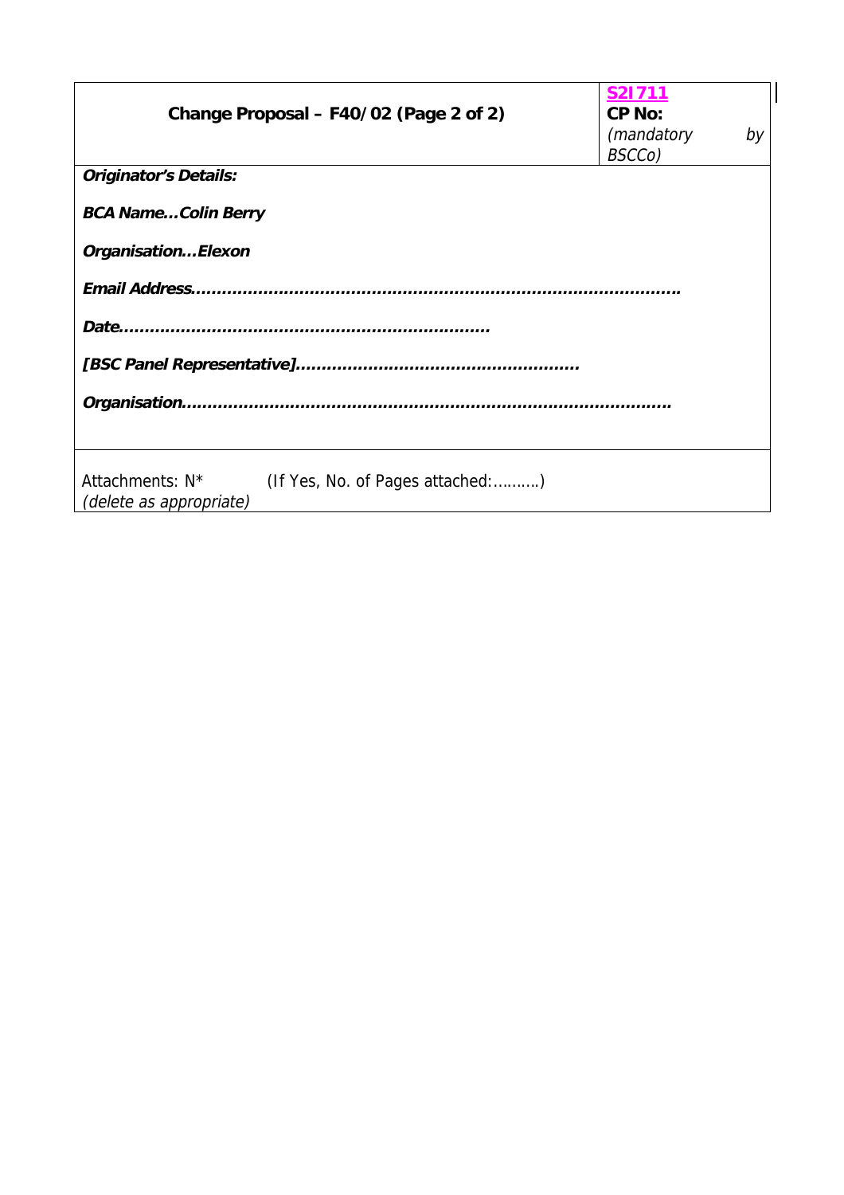| Change Proposal – F40/02 (Page 2 of 2) | **S2I711** **CP No:** *(mandatory by BSCCo)* |
| --- | --- |

***Originator's Details:***

***BCA Name…Colin Berry***

***Organisation…Elexon***

***Email Address…………………………………………………………………………………….***

***Date……………………………………………………………***

***[BSC Panel Representative]………………………………………………***

***Organisation……………………………………………………………………………………***

Attachments: N* (If Yes, No. of Pages attached:……….)
*(delete as appropriate)*